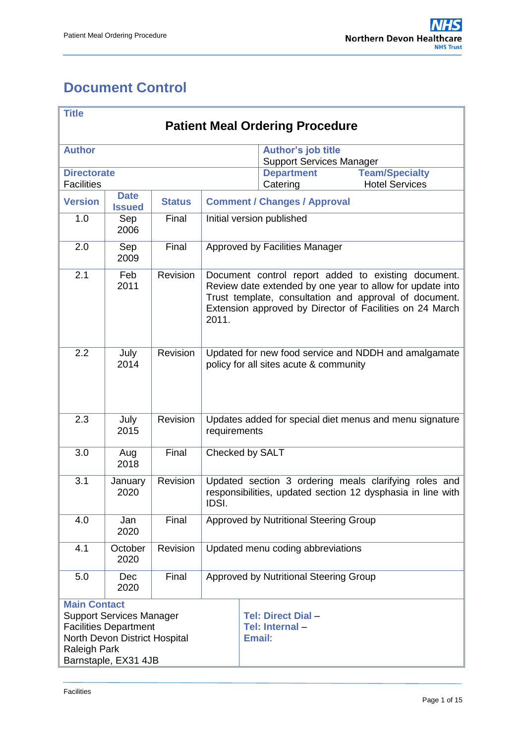# Document Control

| **Title** | | | |
|---|---|---|---|
| **Patient Meal Ordering Procedure** | | | |
| **Author** | | **Author's job title**<br>Support Services Manager | |
| **Directorate**<br>Facilities | | **Department**<br>Catering | **Team/Specialty**<br>Hotel Services |

| **Version** | **Date Issued** | **Status** | **Comment / Changes / Approval** |
|---|---|---|---|
| 1.0 | Sep 2006 | Final | Initial version published |
| 2.0 | Sep 2009 | Final | Approved by Facilities Manager |
| 2.1 | Feb 2011 | Revision | Document control report added to existing document. Review date extended by one year to allow for update into Trust template, consultation and approval of document. Extension approved by Director of Facilities on 24 March 2011. |
| 2.2 | July 2014 | Revision | Updated for new food service and NDDH and amalgamate policy for all sites acute & community |
| 2.3 | July 2015 | Revision | Updates added for special diet menus and menu signature requirements |
| 3.0 | Aug 2018 | Final | Checked by SALT |
| 3.1 | January 2020 | Revision | Updated section 3 ordering meals clarifying roles and responsibilities, updated section 12 dysphasia in line with IDSI. |
| 4.0 | Jan 2020 | Final | Approved by Nutritional Steering Group |
| 4.1 | October 2020 | Revision | Updated menu coding abbreviations |
| 5.0 | Dec 2020 | Final | Approved by Nutritional Steering Group |

| **Main Contact** | |
|---|---|
| Support Services Manager<br>Facilities Department<br>North Devon District Hospital<br>Raleigh Park<br>Barnstaple, EX31 4JB | **Tel: Direct Dial** –<br>**Tel: Internal** –<br>**Email**: |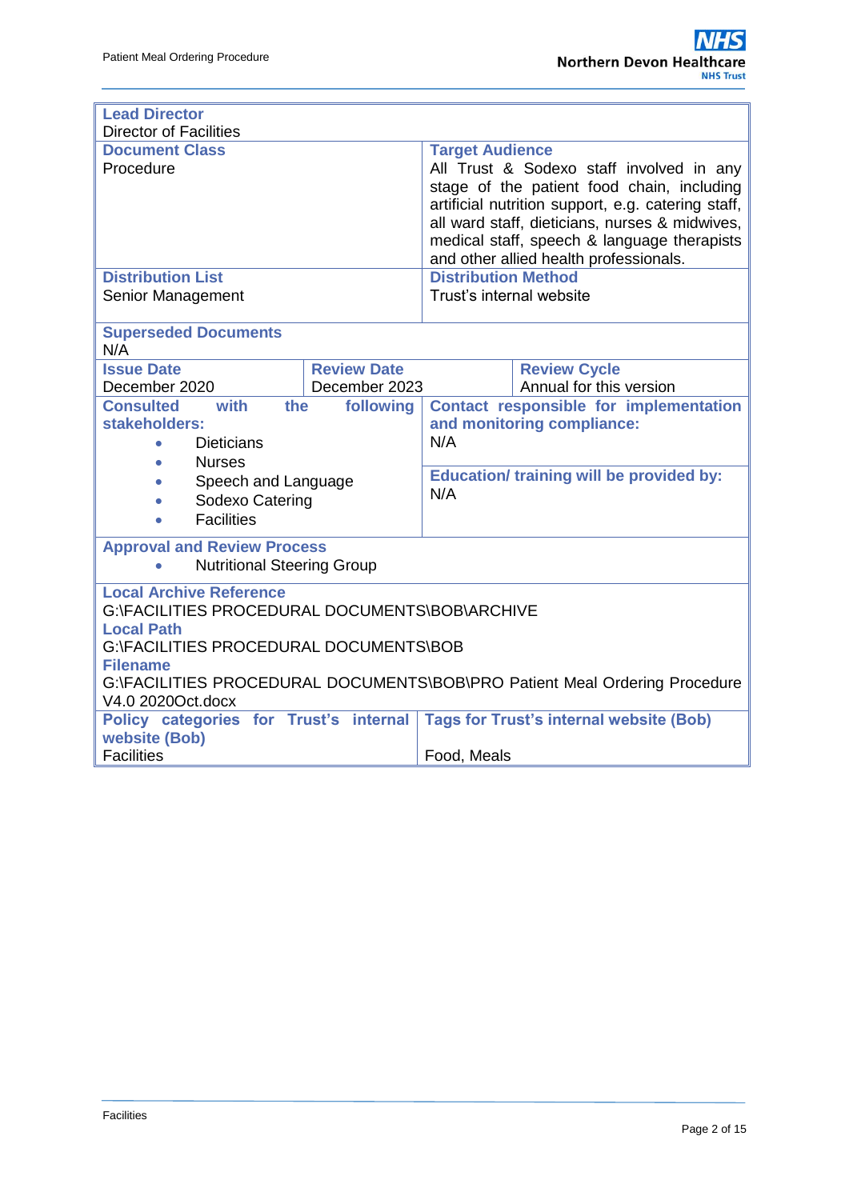| **Lead Director**<br>Director of Facilities | | | |
|---|---|---|---|
| **Document Class**<br>Procedure | | **Target Audience**<br>All Trust & Sodexo staff involved in any stage of the patient food chain, including artificial nutrition support, e.g. catering staff, all ward staff, dieticians, nurses & midwives, medical staff, speech & language therapists and other allied health professionals. | |
| **Distribution List**<br>Senior Management | | **Distribution Method**<br>Trust's internal website | |
| **Superseded Documents**<br>N/A | | | |
| **Issue Date**<br>December 2020 | **Review Date**<br>December 2023 | | **Review Cycle**<br>Annual for this version |
| **Consulted with the following stakeholders:**<br>• Dieticians<br>• Nurses<br>• Speech and Language<br>• Sodexo Catering<br>• Facilities | | **Contact responsible for implementation and monitoring compliance:**<br>N/A<br><br>**Education/ training will be provided by:**<br>N/A | |
| **Approval and Review Process**<br>• Nutritional Steering Group | | | |
| **Local Archive Reference**<br>G:\FACILITIES PROCEDURAL DOCUMENTS\BOB\ARCHIVE<br>**Local Path**<br>G:\FACILITIES PROCEDURAL DOCUMENTS\BOB<br>**Filename**<br>G:\FACILITIES PROCEDURAL DOCUMENTS\BOB\PRO Patient Meal Ordering Procedure V4.0 2020Oct.docx | | | |
| **Policy categories for Trust's internal website (Bob)**<br>Facilities | | **Tags for Trust's internal website (Bob)**<br>Food, Meals | |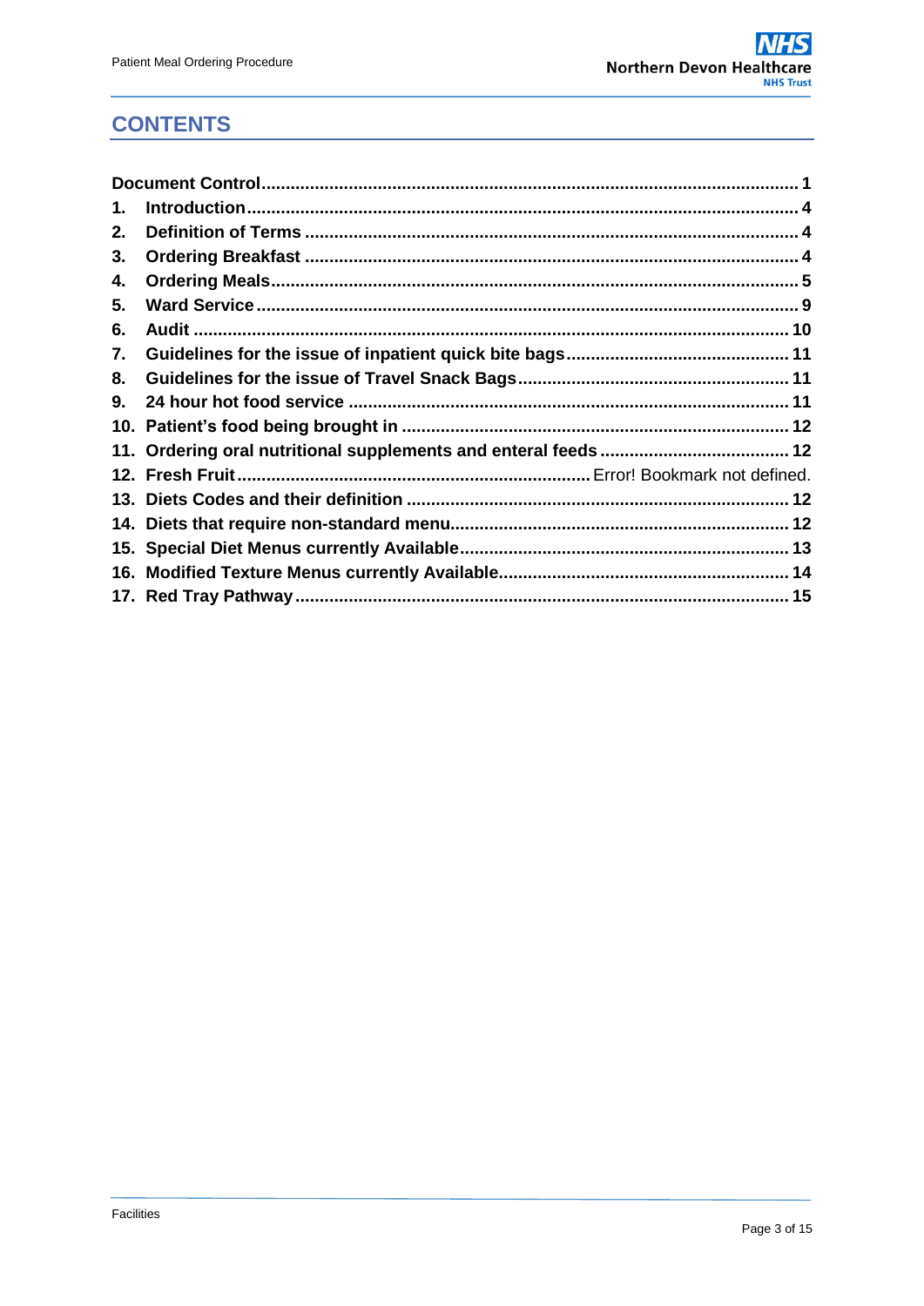## CONTENTS

Document Control ..... 1
1. Introduction ..... 4
2. Definition of Terms ..... 4
3. Ordering Breakfast ..... 4
4. Ordering Meals ..... 5
5. Ward Service ..... 9
6. Audit ..... 10
7. Guidelines for the issue of inpatient quick bite bags ..... 11
8. Guidelines for the issue of Travel Snack Bags ..... 11
9. 24 hour hot food service ..... 11
10. Patient's food being brought in ..... 12
11. Ordering oral nutritional supplements and enteral feeds ..... 12
12. Fresh Fruit ..... Error! Bookmark not defined.
13. Diets Codes and their definition ..... 12
14. Diets that require non-standard menu ..... 12
15. Special Diet Menus currently Available ..... 13
16. Modified Texture Menus currently Available ..... 14
17. Red Tray Pathway ..... 15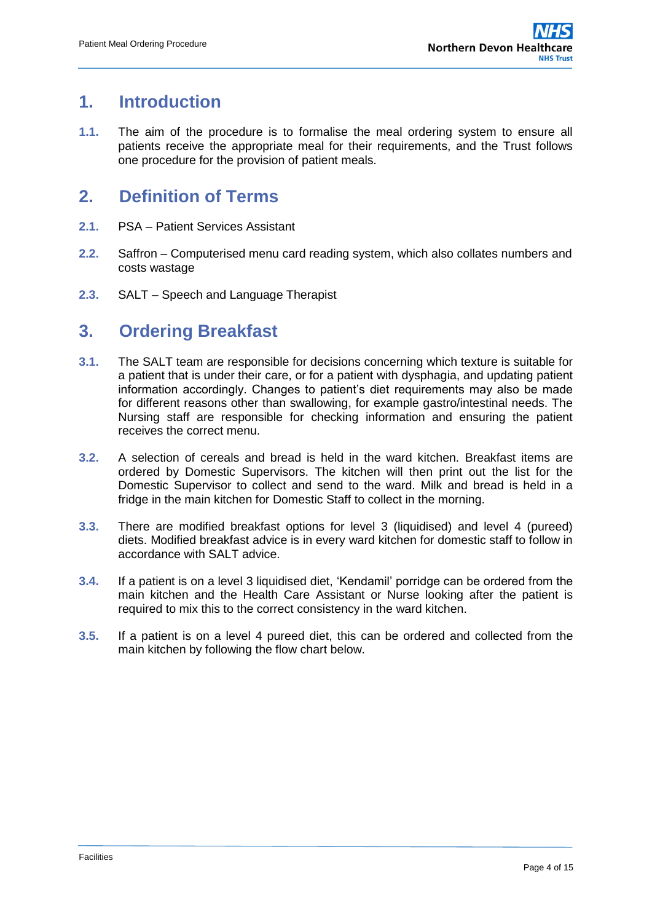## 1. Introduction

**1.1.** The aim of the procedure is to formalise the meal ordering system to ensure all patients receive the appropriate meal for their requirements, and the Trust follows one procedure for the provision of patient meals.

## 2. Definition of Terms

**2.1.** PSA – Patient Services Assistant

**2.2.** Saffron – Computerised menu card reading system, which also collates numbers and costs wastage

**2.3.** SALT – Speech and Language Therapist

## 3. Ordering Breakfast

**3.1.** The SALT team are responsible for decisions concerning which texture is suitable for a patient that is under their care, or for a patient with dysphagia, and updating patient information accordingly. Changes to patient's diet requirements may also be made for different reasons other than swallowing, for example gastro/intestinal needs. The Nursing staff are responsible for checking information and ensuring the patient receives the correct menu.

**3.2.** A selection of cereals and bread is held in the ward kitchen. Breakfast items are ordered by Domestic Supervisors. The kitchen will then print out the list for the Domestic Supervisor to collect and send to the ward. Milk and bread is held in a fridge in the main kitchen for Domestic Staff to collect in the morning.

**3.3.** There are modified breakfast options for level 3 (liquidised) and level 4 (pureed) diets. Modified breakfast advice is in every ward kitchen for domestic staff to follow in accordance with SALT advice.

**3.4.** If a patient is on a level 3 liquidised diet, 'Kendamil' porridge can be ordered from the main kitchen and the Health Care Assistant or Nurse looking after the patient is required to mix this to the correct consistency in the ward kitchen.

**3.5.** If a patient is on a level 4 pureed diet, this can be ordered and collected from the main kitchen by following the flow chart below.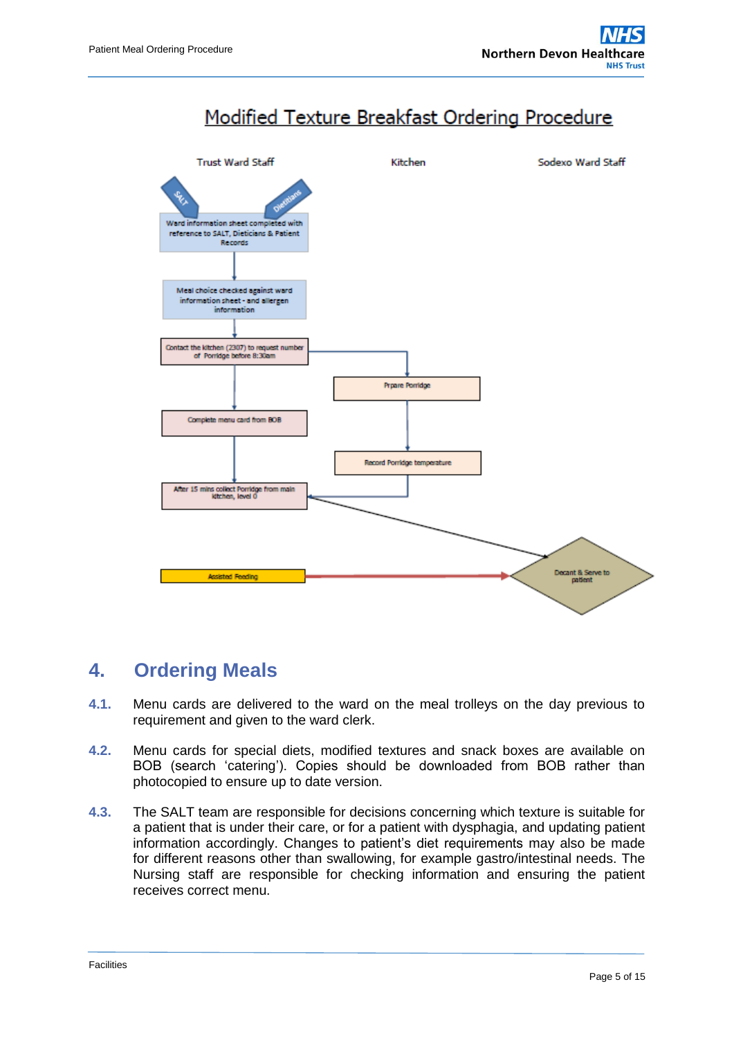# Modified Texture Breakfast Ordering Procedure

Trust Ward Staff | Kitchen | Sodexo Ward Staff

SALT | Dietitians

Ward information sheet completed with reference to SALT, Dieticians & Patient Records

Meal choice checked against ward information sheet - and allergen information

Contact the kitchen (2307) to request number of Porridge before 8:30am

Prpare Porridge

Complete menu card from BOB

Record Porridge temperature

After 15 mins collect Porridge from main kitchen, level 0

Assisted Feeding

Decant & Serve to patient

## 4. Ordering Meals

**4.1.** Menu cards are delivered to the ward on the meal trolleys on the day previous to requirement and given to the ward clerk.

**4.2.** Menu cards for special diets, modified textures and snack boxes are available on BOB (search ‘catering’). Copies should be downloaded from BOB rather than photocopied to ensure up to date version.

**4.3.** The SALT team are responsible for decisions concerning which texture is suitable for a patient that is under their care, or for a patient with dysphagia, and updating patient information accordingly. Changes to patient’s diet requirements may also be made for different reasons other than swallowing, for example gastro/intestinal needs. The Nursing staff are responsible for checking information and ensuring the patient receives correct menu.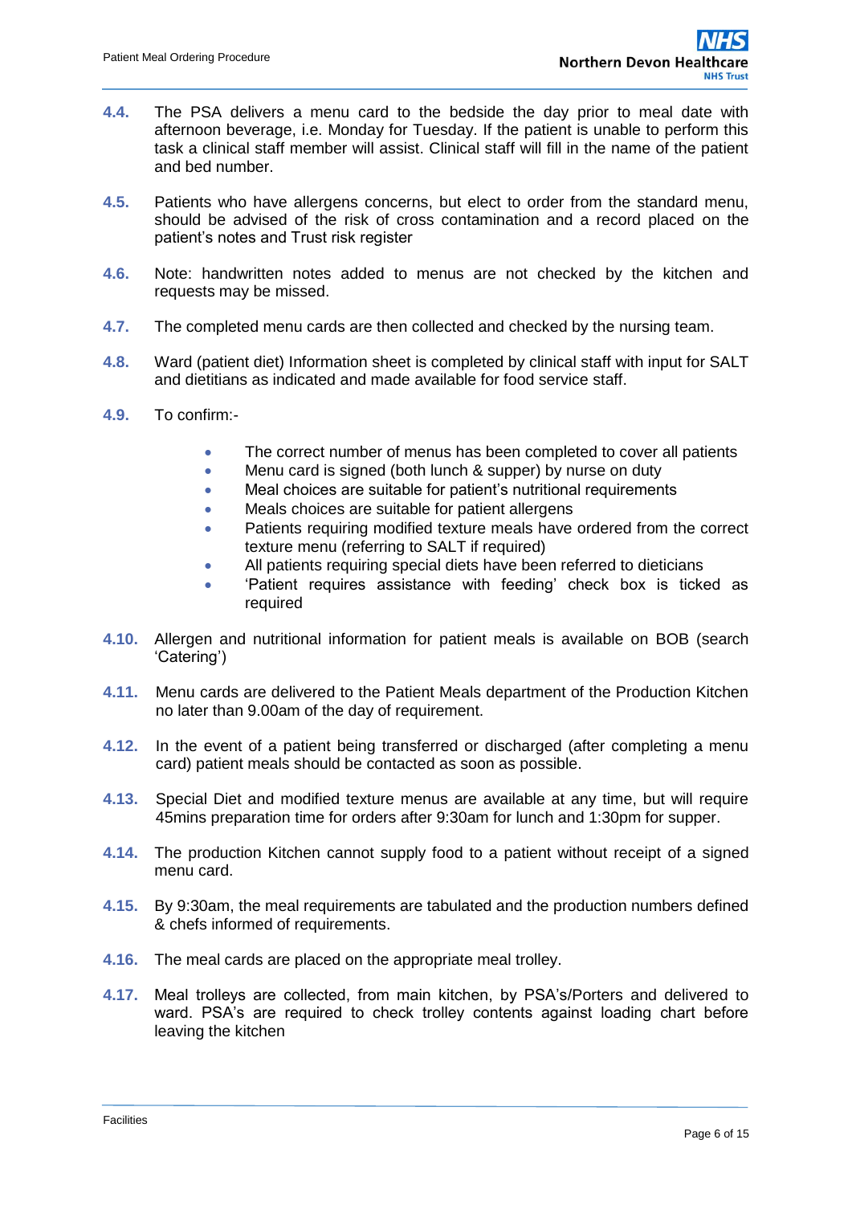4.4. The PSA delivers a menu card to the bedside the day prior to meal date with afternoon beverage, i.e. Monday for Tuesday. If the patient is unable to perform this task a clinical staff member will assist. Clinical staff will fill in the name of the patient and bed number.

4.5. Patients who have allergens concerns, but elect to order from the standard menu, should be advised of the risk of cross contamination and a record placed on the patient's notes and Trust risk register

4.6. Note: handwritten notes added to menus are not checked by the kitchen and requests may be missed.

4.7. The completed menu cards are then collected and checked by the nursing team.

4.8. Ward (patient diet) Information sheet is completed by clinical staff with input for SALT and dietitians as indicated and made available for food service staff.

4.9. To confirm:-

- The correct number of menus has been completed to cover all patients
- Menu card is signed (both lunch & supper) by nurse on duty
- Meal choices are suitable for patient's nutritional requirements
- Meals choices are suitable for patient allergens
- Patients requiring modified texture meals have ordered from the correct texture menu (referring to SALT if required)
- All patients requiring special diets have been referred to dieticians
- 'Patient requires assistance with feeding' check box is ticked as required

4.10. Allergen and nutritional information for patient meals is available on BOB (search 'Catering')

4.11. Menu cards are delivered to the Patient Meals department of the Production Kitchen no later than 9.00am of the day of requirement.

4.12. In the event of a patient being transferred or discharged (after completing a menu card) patient meals should be contacted as soon as possible.

4.13. Special Diet and modified texture menus are available at any time, but will require 45mins preparation time for orders after 9:30am for lunch and 1:30pm for supper.

4.14. The production Kitchen cannot supply food to a patient without receipt of a signed menu card.

4.15. By 9:30am, the meal requirements are tabulated and the production numbers defined & chefs informed of requirements.

4.16. The meal cards are placed on the appropriate meal trolley.

4.17. Meal trolleys are collected, from main kitchen, by PSA's/Porters and delivered to ward. PSA's are required to check trolley contents against loading chart before leaving the kitchen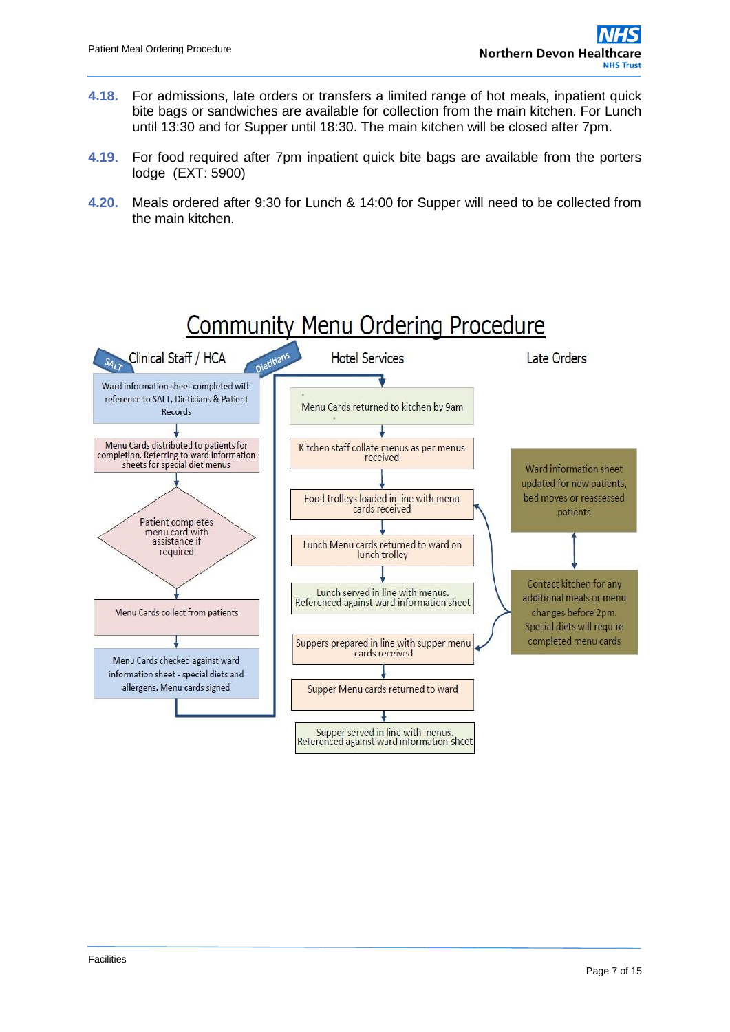**4.18.** For admissions, late orders or transfers a limited range of hot meals, inpatient quick bite bags or sandwiches are available for collection from the main kitchen. For Lunch until 13:30 and for Supper until 18:30. The main kitchen will be closed after 7pm.

**4.19.** For food required after 7pm inpatient quick bite bags are available from the porters lodge (EXT: 5900)

**4.20.** Meals ordered after 9:30 for Lunch & 14:00 for Supper will need to be collected from the main kitchen.

## Community Menu Ordering Procedure

**Clinical Staff / HCA** (SALT, Dietitians)

1. Ward information sheet completed with reference to SALT, Dieticians & Patient Records
2. Menu Cards distributed to patients for completion. Referring to ward information sheets for special diet menus
3. Patient completes menu card with assistance if required
4. Menu Cards collect from patients
5. Menu Cards checked against ward information sheet - special diets and allergens. Menu cards signed

**Hotel Services**

1. Menu Cards returned to kitchen by 9am
2. Kitchen staff collate menus as per menus received
3. Food trolleys loaded in line with menu cards received
4. Lunch Menu cards returned to ward on lunch trolley
5. Lunch served in line with menus. Referenced against ward information sheet
6. Suppers prepared in line with supper menu cards received
7. Supper Menu cards returned to ward
8. Supper served in line with menus. Referenced against ward information sheet

**Late Orders**

- Ward information sheet updated for new patients, bed moves or reassessed patients
- Contact kitchen for any additional meals or menu changes before 2pm. Special diets will require completed menu cards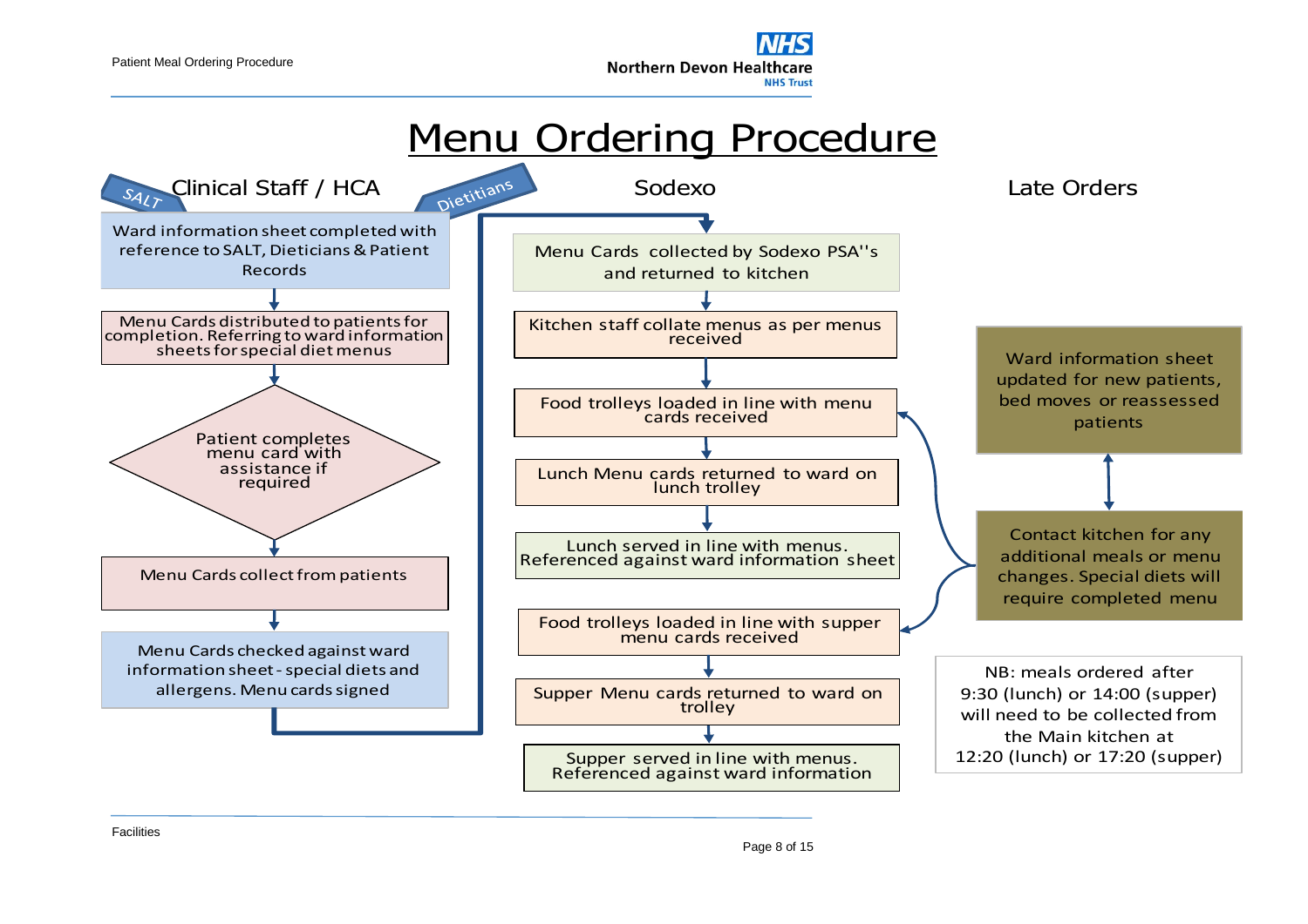# Menu Ordering Procedure

## Clinical Staff / HCA

SALT · Dietitians

1. Ward information sheet completed with reference to SALT, Dieticians & Patient Records
2. Menu Cards distributed to patients for completion. Referring to ward information sheets for special diet menus
3. Patient completes menu card with assistance if required
4. Menu Cards collect from patients
5. Menu Cards checked against ward information sheet - special diets and allergens. Menu cards signed

## Sodexo

1. Menu Cards collected by Sodexo PSA''s and returned to kitchen
2. Kitchen staff collate menus as per menus received
3. Food trolleys loaded in line with menu cards received
4. Lunch Menu cards returned to ward on lunch trolley
5. Lunch served in line with menus. Referenced against ward information sheet
6. Food trolleys loaded in line with supper menu cards received
7. Supper Menu cards returned to ward on trolley
8. Supper served in line with menus. Referenced against ward information

## Late Orders

- Ward information sheet updated for new patients, bed moves or reassessed patients
- Contact kitchen for any additional meals or menu changes. Special diets will require completed menu

NB: meals ordered after 9:30 (lunch) or 14:00 (supper) will need to be collected from the Main kitchen at 12:20 (lunch) or 17:20 (supper)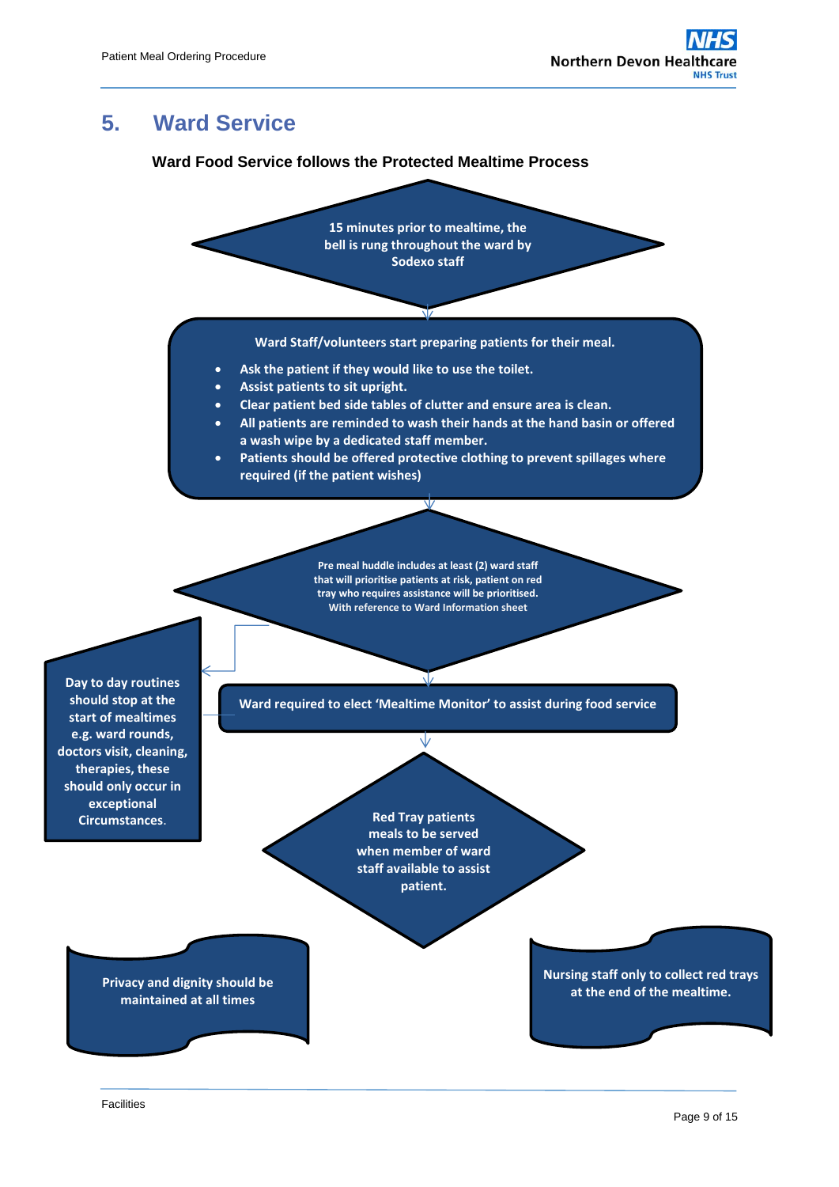## 5. Ward Service

**Ward Food Service follows the Protected Mealtime Process**

15 minutes prior to mealtime, the bell is rung throughout the ward by Sodexo staff

Ward Staff/volunteers start preparing patients for their meal.

- Ask the patient if they would like to use the toilet.
- Assist patients to sit upright.
- Clear patient bed side tables of clutter and ensure area is clean.
- All patients are reminded to wash their hands at the hand basin or offered a wash wipe by a dedicated staff member.
- Patients should be offered protective clothing to prevent spillages where required (if the patient wishes)

Pre meal huddle includes at least (2) ward staff that will prioritise patients at risk, patient on red tray who requires assistance will be prioritised. With reference to Ward Information sheet

Day to day routines should stop at the start of mealtimes e.g. ward rounds, doctors visit, cleaning, therapies, these should only occur in exceptional Circumstances.

Ward required to elect 'Mealtime Monitor' to assist during food service

Red Tray patients meals to be served when member of ward staff available to assist patient.

Privacy and dignity should be maintained at all times

Nursing staff only to collect red trays at the end of the mealtime.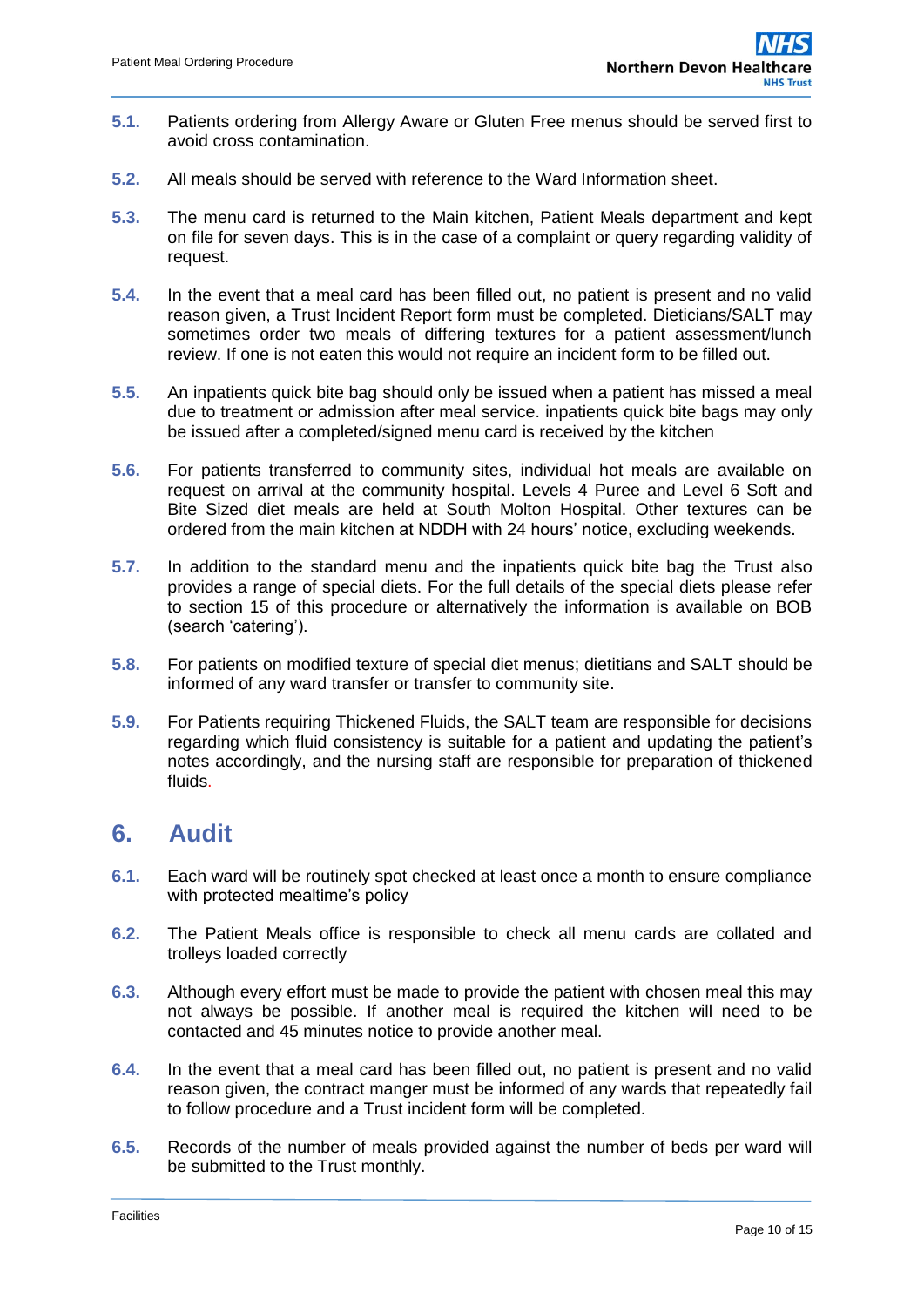**5.1.** Patients ordering from Allergy Aware or Gluten Free menus should be served first to avoid cross contamination.

**5.2.** All meals should be served with reference to the Ward Information sheet.

**5.3.** The menu card is returned to the Main kitchen, Patient Meals department and kept on file for seven days. This is in the case of a complaint or query regarding validity of request.

**5.4.** In the event that a meal card has been filled out, no patient is present and no valid reason given, a Trust Incident Report form must be completed. Dieticians/SALT may sometimes order two meals of differing textures for a patient assessment/lunch review. If one is not eaten this would not require an incident form to be filled out.

**5.5.** An inpatients quick bite bag should only be issued when a patient has missed a meal due to treatment or admission after meal service. inpatients quick bite bags may only be issued after a completed/signed menu card is received by the kitchen

**5.6.** For patients transferred to community sites, individual hot meals are available on request on arrival at the community hospital. Levels 4 Puree and Level 6 Soft and Bite Sized diet meals are held at South Molton Hospital. Other textures can be ordered from the main kitchen at NDDH with 24 hours' notice, excluding weekends.

**5.7.** In addition to the standard menu and the inpatients quick bite bag the Trust also provides a range of special diets. For the full details of the special diets please refer to section 15 of this procedure or alternatively the information is available on BOB (search 'catering').

**5.8.** For patients on modified texture of special diet menus; dietitians and SALT should be informed of any ward transfer or transfer to community site.

**5.9.** For Patients requiring Thickened Fluids, the SALT team are responsible for decisions regarding which fluid consistency is suitable for a patient and updating the patient's notes accordingly, and the nursing staff are responsible for preparation of thickened fluids.

# 6. Audit

**6.1.** Each ward will be routinely spot checked at least once a month to ensure compliance with protected mealtime's policy

**6.2.** The Patient Meals office is responsible to check all menu cards are collated and trolleys loaded correctly

**6.3.** Although every effort must be made to provide the patient with chosen meal this may not always be possible. If another meal is required the kitchen will need to be contacted and 45 minutes notice to provide another meal.

**6.4.** In the event that a meal card has been filled out, no patient is present and no valid reason given, the contract manger must be informed of any wards that repeatedly fail to follow procedure and a Trust incident form will be completed.

**6.5.** Records of the number of meals provided against the number of beds per ward will be submitted to the Trust monthly.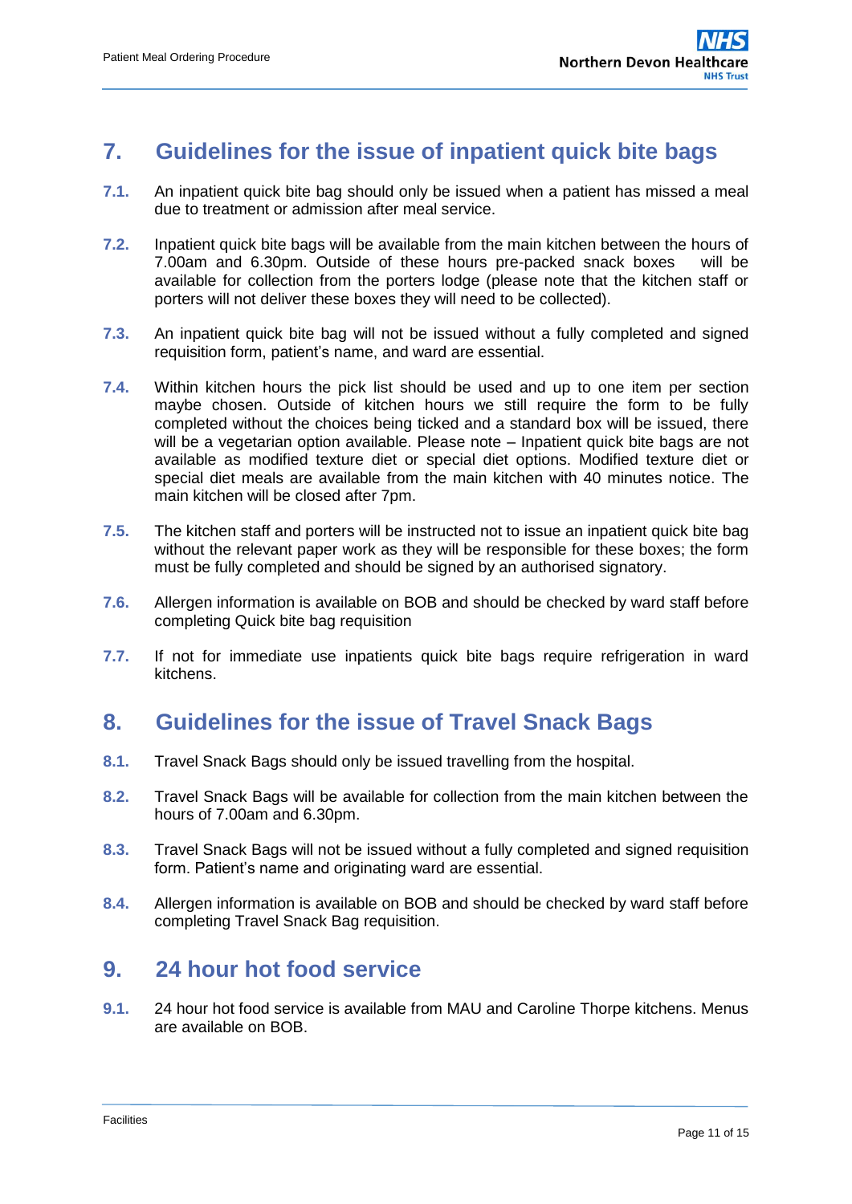## 7. Guidelines for the issue of inpatient quick bite bags

**7.1.** An inpatient quick bite bag should only be issued when a patient has missed a meal due to treatment or admission after meal service.

**7.2.** Inpatient quick bite bags will be available from the main kitchen between the hours of 7.00am and 6.30pm. Outside of these hours pre-packed snack boxes will be available for collection from the porters lodge (please note that the kitchen staff or porters will not deliver these boxes they will need to be collected).

**7.3.** An inpatient quick bite bag will not be issued without a fully completed and signed requisition form, patient's name, and ward are essential.

**7.4.** Within kitchen hours the pick list should be used and up to one item per section maybe chosen. Outside of kitchen hours we still require the form to be fully completed without the choices being ticked and a standard box will be issued, there will be a vegetarian option available. Please note – Inpatient quick bite bags are not available as modified texture diet or special diet options. Modified texture diet or special diet meals are available from the main kitchen with 40 minutes notice. The main kitchen will be closed after 7pm.

**7.5.** The kitchen staff and porters will be instructed not to issue an inpatient quick bite bag without the relevant paper work as they will be responsible for these boxes; the form must be fully completed and should be signed by an authorised signatory.

**7.6.** Allergen information is available on BOB and should be checked by ward staff before completing Quick bite bag requisition

**7.7.** If not for immediate use inpatients quick bite bags require refrigeration in ward kitchens.

## 8. Guidelines for the issue of Travel Snack Bags

**8.1.** Travel Snack Bags should only be issued travelling from the hospital.

**8.2.** Travel Snack Bags will be available for collection from the main kitchen between the hours of 7.00am and 6.30pm.

**8.3.** Travel Snack Bags will not be issued without a fully completed and signed requisition form. Patient's name and originating ward are essential.

**8.4.** Allergen information is available on BOB and should be checked by ward staff before completing Travel Snack Bag requisition.

## 9. 24 hour hot food service

**9.1.** 24 hour hot food service is available from MAU and Caroline Thorpe kitchens. Menus are available on BOB.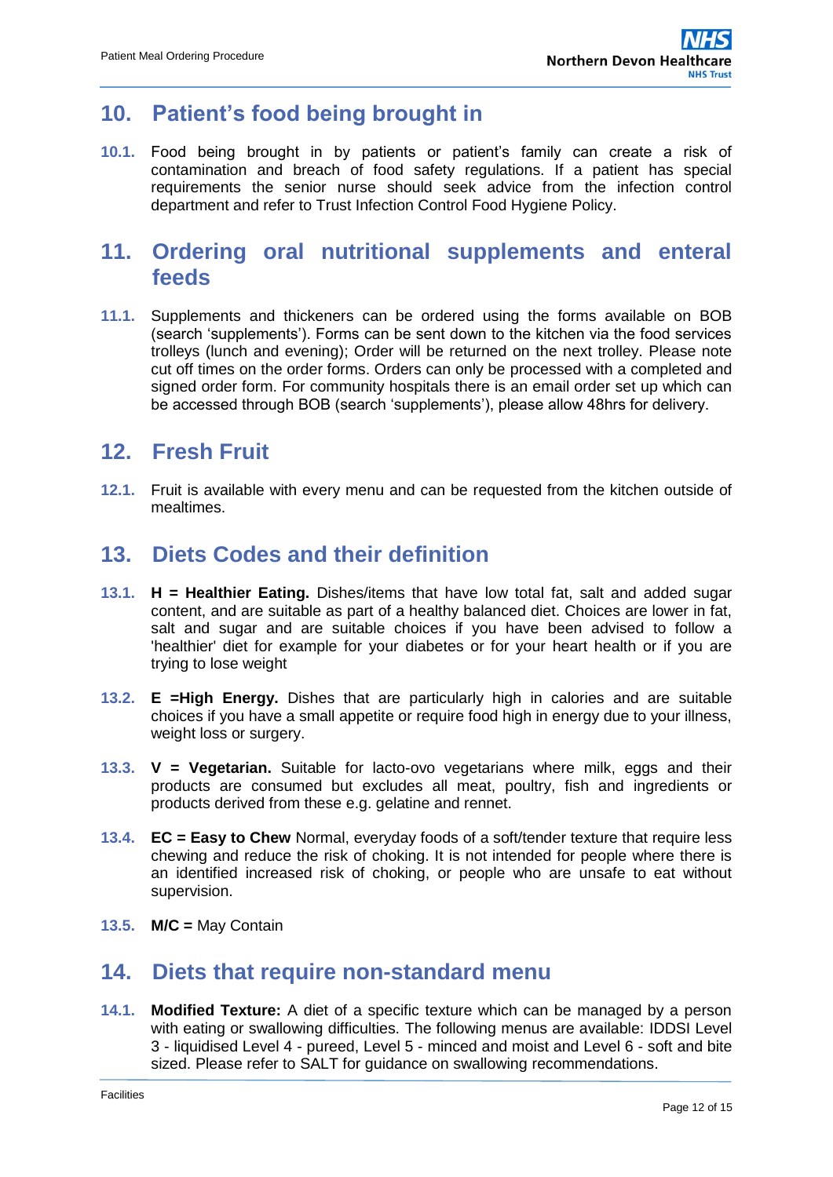## 10. Patient's food being brought in

**10.1.** Food being brought in by patients or patient's family can create a risk of contamination and breach of food safety regulations. If a patient has special requirements the senior nurse should seek advice from the infection control department and refer to Trust Infection Control Food Hygiene Policy.

## 11. Ordering oral nutritional supplements and enteral feeds

**11.1.** Supplements and thickeners can be ordered using the forms available on BOB (search 'supplements'). Forms can be sent down to the kitchen via the food services trolleys (lunch and evening); Order will be returned on the next trolley. Please note cut off times on the order forms. Orders can only be processed with a completed and signed order form. For community hospitals there is an email order set up which can be accessed through BOB (search 'supplements'), please allow 48hrs for delivery.

## 12. Fresh Fruit

**12.1.** Fruit is available with every menu and can be requested from the kitchen outside of mealtimes.

## 13. Diets Codes and their definition

**13.1.** **H = Healthier Eating.** Dishes/items that have low total fat, salt and added sugar content, and are suitable as part of a healthy balanced diet. Choices are lower in fat, salt and sugar and are suitable choices if you have been advised to follow a 'healthier' diet for example for your diabetes or for your heart health or if you are trying to lose weight

**13.2.** **E =High Energy.** Dishes that are particularly high in calories and are suitable choices if you have a small appetite or require food high in energy due to your illness, weight loss or surgery.

**13.3.** **V = Vegetarian.** Suitable for lacto-ovo vegetarians where milk, eggs and their products are consumed but excludes all meat, poultry, fish and ingredients or products derived from these e.g. gelatine and rennet.

**13.4.** **EC = Easy to Chew** Normal, everyday foods of a soft/tender texture that require less chewing and reduce the risk of choking. It is not intended for people where there is an identified increased risk of choking, or people who are unsafe to eat without supervision.

**13.5.** **M/C =** May Contain

## 14. Diets that require non-standard menu

**14.1.** **Modified Texture:** A diet of a specific texture which can be managed by a person with eating or swallowing difficulties. The following menus are available: IDDSI Level 3 - liquidised Level 4 - pureed, Level 5 - minced and moist and Level 6 - soft and bite sized. Please refer to SALT for guidance on swallowing recommendations.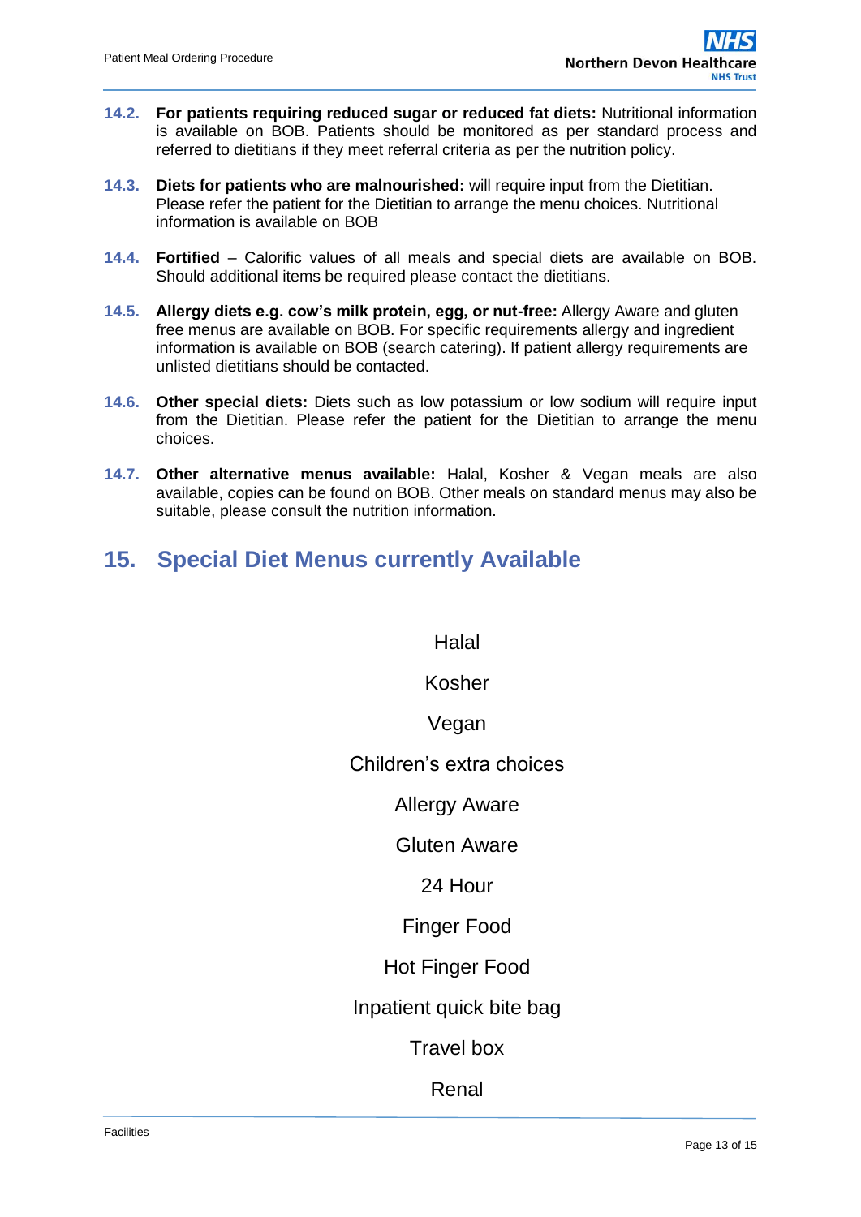**14.2. For patients requiring reduced sugar or reduced fat diets:** Nutritional information is available on BOB. Patients should be monitored as per standard process and referred to dietitians if they meet referral criteria as per the nutrition policy.

**14.3. Diets for patients who are malnourished:** will require input from the Dietitian. Please refer the patient for the Dietitian to arrange the menu choices. Nutritional information is available on BOB

**14.4. Fortified** – Calorific values of all meals and special diets are available on BOB. Should additional items be required please contact the dietitians.

**14.5. Allergy diets e.g. cow's milk protein, egg, or nut-free:** Allergy Aware and gluten free menus are available on BOB. For specific requirements allergy and ingredient information is available on BOB (search catering). If patient allergy requirements are unlisted dietitians should be contacted.

**14.6. Other special diets:** Diets such as low potassium or low sodium will require input from the Dietitian. Please refer the patient for the Dietitian to arrange the menu choices.

**14.7. Other alternative menus available:** Halal, Kosher & Vegan meals are also available, copies can be found on BOB. Other meals on standard menus may also be suitable, please consult the nutrition information.

## 15. Special Diet Menus currently Available

Halal

Kosher

Vegan

Children's extra choices

Allergy Aware

Gluten Aware

24 Hour

Finger Food

Hot Finger Food

Inpatient quick bite bag

Travel box

Renal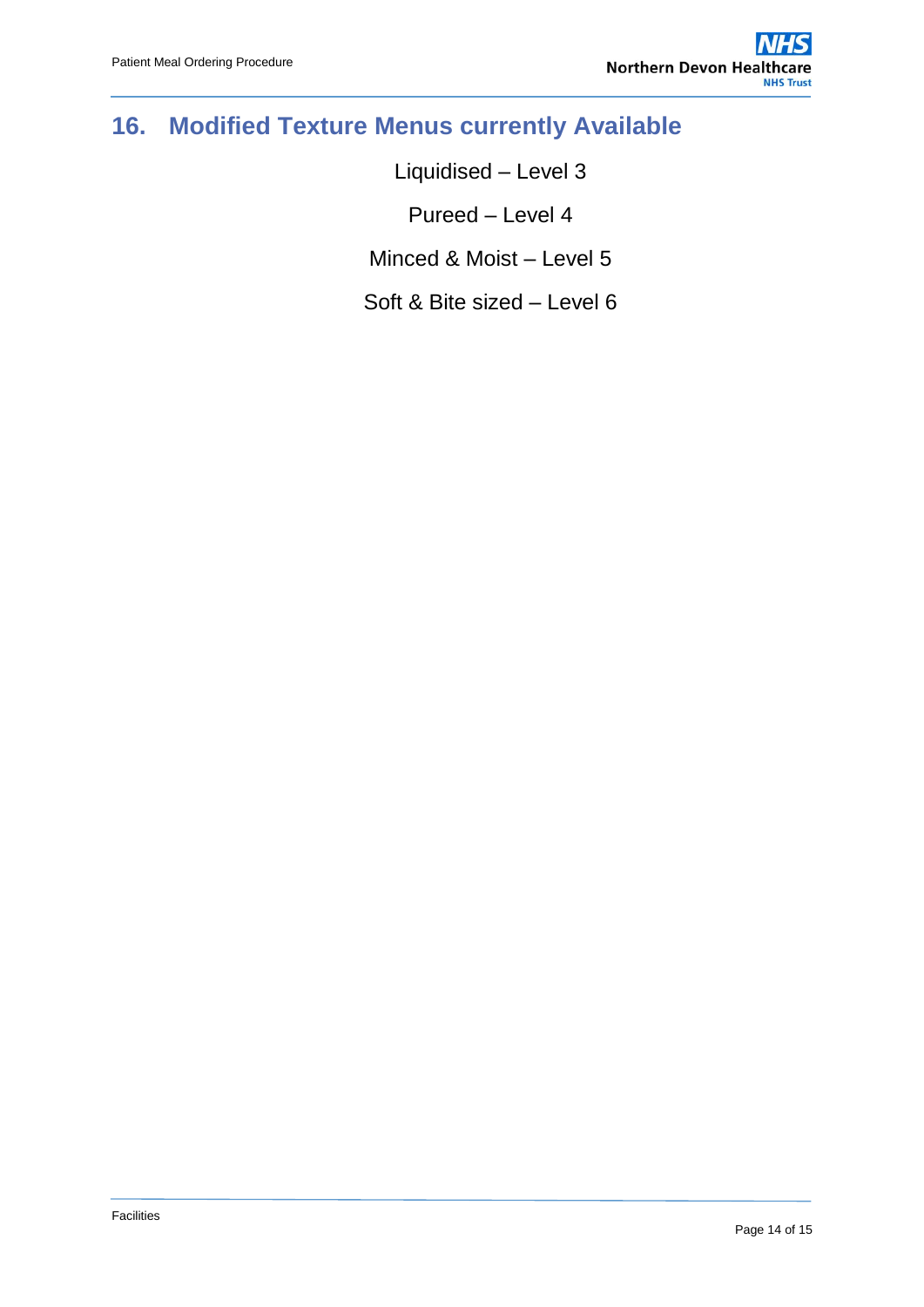## 16. Modified Texture Menus currently Available

Liquidised – Level 3

Pureed – Level 4

Minced & Moist – Level 5

Soft & Bite sized – Level 6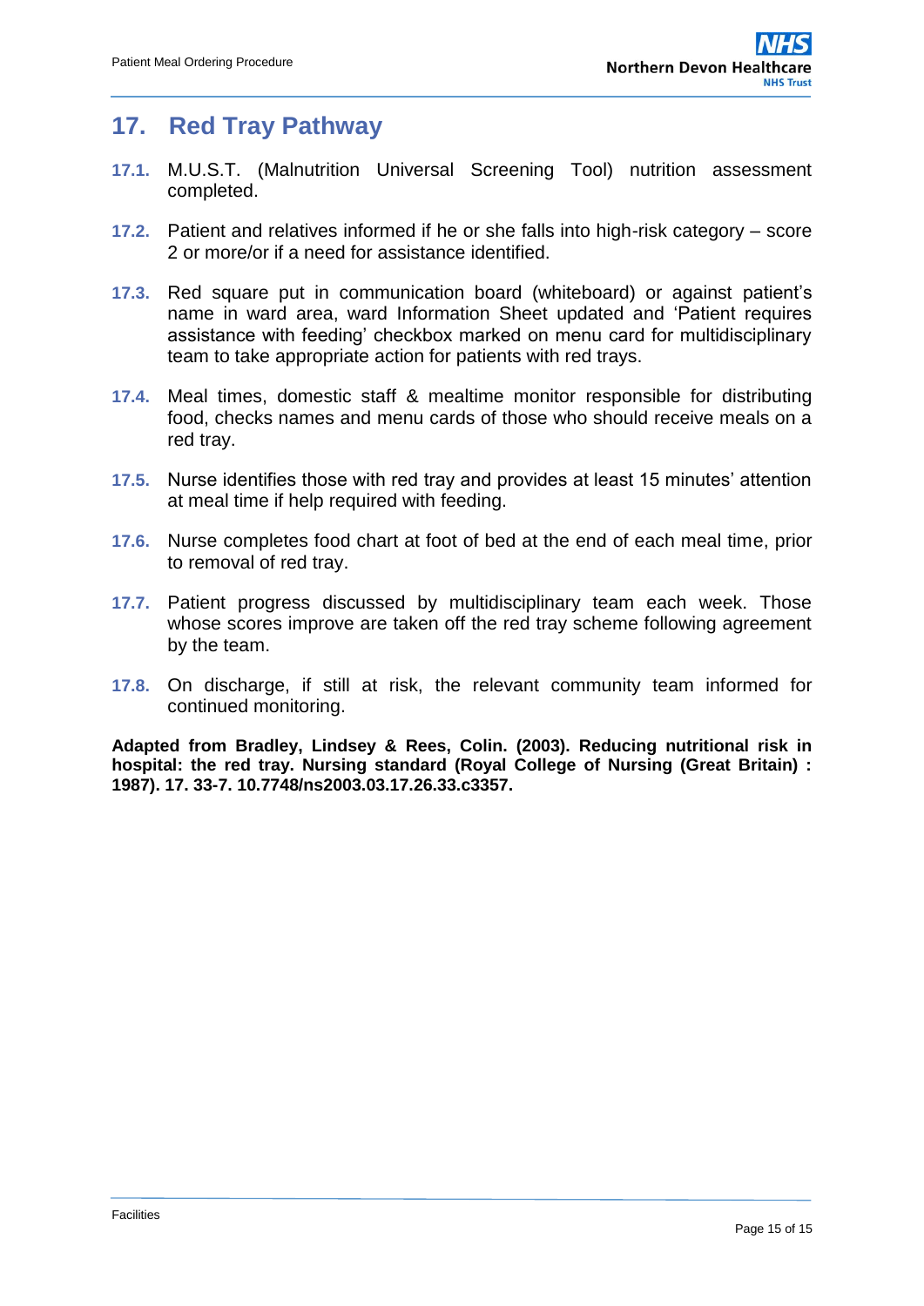## 17. Red Tray Pathway

**17.1.** M.U.S.T. (Malnutrition Universal Screening Tool) nutrition assessment completed.

**17.2.** Patient and relatives informed if he or she falls into high-risk category – score 2 or more/or if a need for assistance identified.

**17.3.** Red square put in communication board (whiteboard) or against patient's name in ward area, ward Information Sheet updated and 'Patient requires assistance with feeding' checkbox marked on menu card for multidisciplinary team to take appropriate action for patients with red trays.

**17.4.** Meal times, domestic staff & mealtime monitor responsible for distributing food, checks names and menu cards of those who should receive meals on a red tray.

**17.5.** Nurse identifies those with red tray and provides at least 15 minutes' attention at meal time if help required with feeding.

**17.6.** Nurse completes food chart at foot of bed at the end of each meal time, prior to removal of red tray.

**17.7.** Patient progress discussed by multidisciplinary team each week. Those whose scores improve are taken off the red tray scheme following agreement by the team.

**17.8.** On discharge, if still at risk, the relevant community team informed for continued monitoring.

**Adapted from Bradley, Lindsey & Rees, Colin. (2003). Reducing nutritional risk in hospital: the red tray. Nursing standard (Royal College of Nursing (Great Britain) : 1987). 17. 33-7. 10.7748/ns2003.03.17.26.33.c3357.**